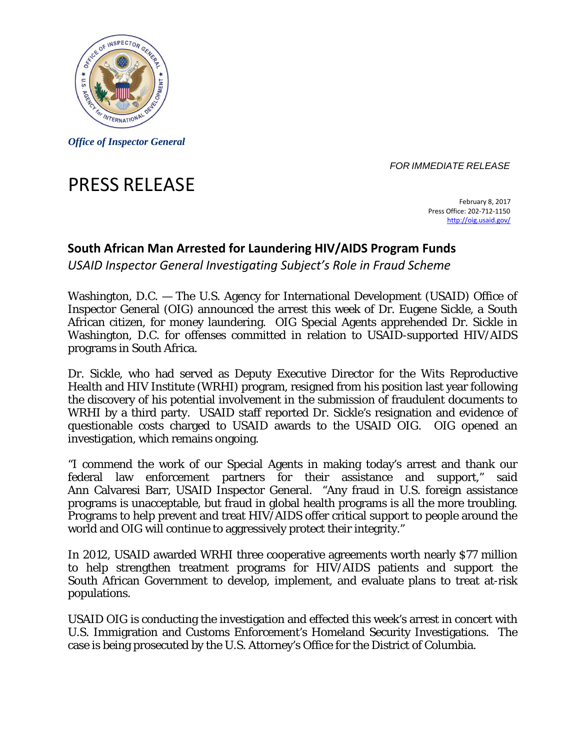*Office of Inspector General*

*FOR IMMEDIATE RELEASE*

# PRESS RELEASE

February 8, 2017
Press Office: 202-712-1150
http://oig.usaid.gov/

## South African Man Arrested for Laundering HIV/AIDS Program Funds

*USAID Inspector General Investigating Subject's Role in Fraud Scheme*

Washington, D.C. — The U.S. Agency for International Development (USAID) Office of Inspector General (OIG) announced the arrest this week of Dr. Eugene Sickle, a South African citizen, for money laundering. OIG Special Agents apprehended Dr. Sickle in Washington, D.C. for offenses committed in relation to USAID-supported HIV/AIDS programs in South Africa.

Dr. Sickle, who had served as Deputy Executive Director for the Wits Reproductive Health and HIV Institute (WRHI) program, resigned from his position last year following the discovery of his potential involvement in the submission of fraudulent documents to WRHI by a third party. USAID staff reported Dr. Sickle's resignation and evidence of questionable costs charged to USAID awards to the USAID OIG. OIG opened an investigation, which remains ongoing.

"I commend the work of our Special Agents in making today's arrest and thank our federal law enforcement partners for their assistance and support," said Ann Calvaresi Barr, USAID Inspector General. "Any fraud in U.S. foreign assistance programs is unacceptable, but fraud in global health programs is all the more troubling. Programs to help prevent and treat HIV/AIDS offer critical support to people around the world and OIG will continue to aggressively protect their integrity."

In 2012, USAID awarded WRHI three cooperative agreements worth nearly $77 million to help strengthen treatment programs for HIV/AIDS patients and support the South African Government to develop, implement, and evaluate plans to treat at-risk populations.

USAID OIG is conducting the investigation and effected this week's arrest in concert with U.S. Immigration and Customs Enforcement's Homeland Security Investigations. The case is being prosecuted by the U.S. Attorney's Office for the District of Columbia.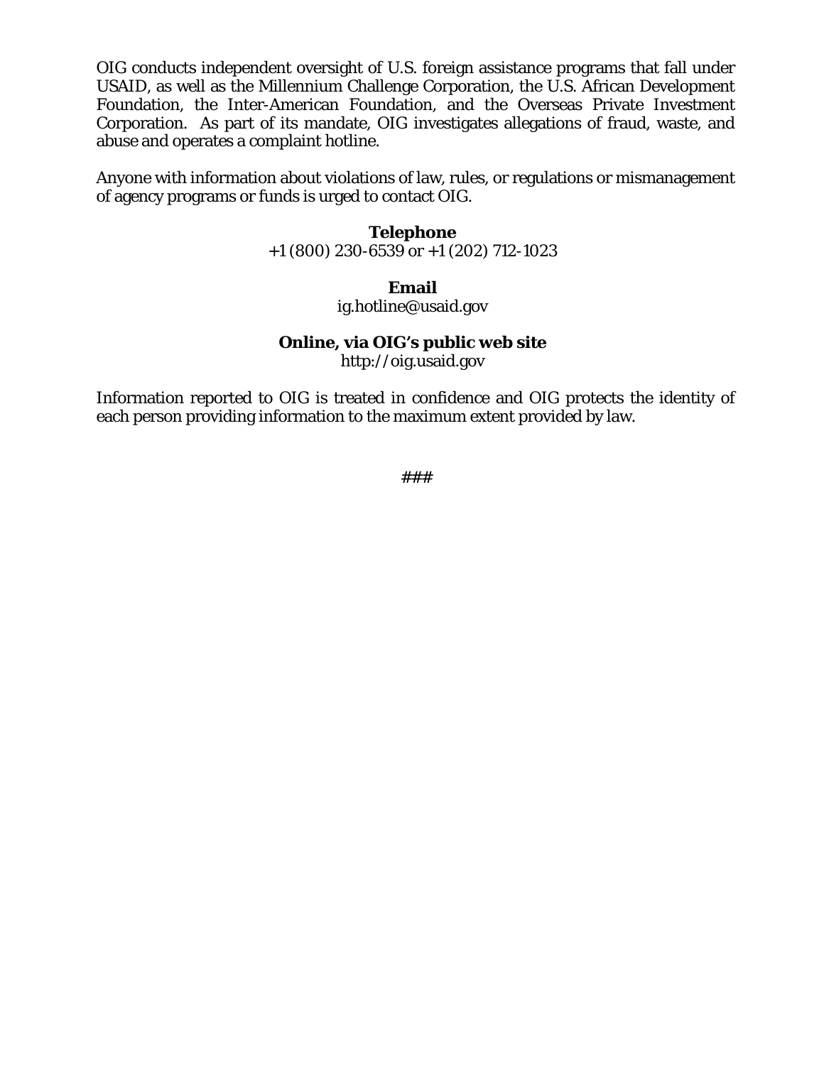OIG conducts independent oversight of U.S. foreign assistance programs that fall under USAID, as well as the Millennium Challenge Corporation, the U.S. African Development Foundation, the Inter-American Foundation, and the Overseas Private Investment Corporation. As part of its mandate, OIG investigates allegations of fraud, waste, and abuse and operates a complaint hotline.

Anyone with information about violations of law, rules, or regulations or mismanagement of agency programs or funds is urged to contact OIG.

**Telephone**
+1 (800) 230-6539 or +1 (202) 712-1023

**Email**
ig.hotline@usaid.gov

**Online, via OIG's public web site**
http://oig.usaid.gov

Information reported to OIG is treated in confidence and OIG protects the identity of each person providing information to the maximum extent provided by law.

###